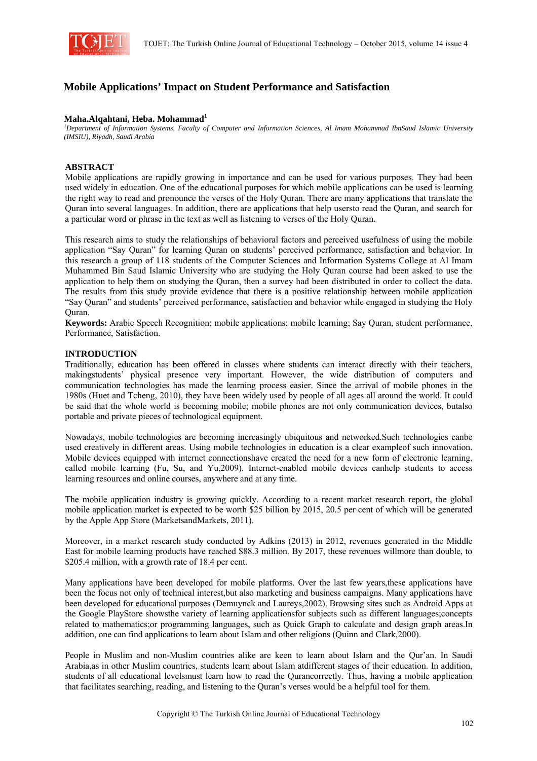# Mobile Applications' Impact on Student Performance and Satisfaction

**Maha.Alqahtani, Heba. Mohammad[1]**

*[1]Department of Information Systems, Faculty of Computer and Information Sciences, Al Imam Mohammad IbnSaud Islamic University (IMSIU), Riyadh, Saudi Arabia*

## ABSTRACT

Mobile applications are rapidly growing in importance and can be used for various purposes. They had been used widely in education. One of the educational purposes for which mobile applications can be used is learning the right way to read and pronounce the verses of the Holy Quran. There are many applications that translate the Quran into several languages. In addition, there are applications that help usersto read the Quran, and search for a particular word or phrase in the text as well as listening to verses of the Holy Quran.

This research aims to study the relationships of behavioral factors and perceived usefulness of using the mobile application "Say Quran" for learning Quran on students' perceived performance, satisfaction and behavior. In this research a group of 118 students of the Computer Sciences and Information Systems College at Al Imam Muhammed Bin Saud Islamic University who are studying the Holy Quran course had been asked to use the application to help them on studying the Quran, then a survey had been distributed in order to collect the data. The results from this study provide evidence that there is a positive relationship between mobile application "Say Quran" and students' perceived performance, satisfaction and behavior while engaged in studying the Holy Quran.

**Keywords:** Arabic Speech Recognition; mobile applications; mobile learning; Say Quran, student performance, Performance, Satisfaction.

## INTRODUCTION

Traditionally, education has been offered in classes where students can interact directly with their teachers, makingstudents' physical presence very important. However, the wide distribution of computers and communication technologies has made the learning process easier. Since the arrival of mobile phones in the 1980s (Huet and Tcheng, 2010), they have been widely used by people of all ages all around the world. It could be said that the whole world is becoming mobile; mobile phones are not only communication devices, butalso portable and private pieces of technological equipment.

Nowadays, mobile technologies are becoming increasingly ubiquitous and networked.Such technologies canbe used creatively in different areas. Using mobile technologies in education is a clear exampleof such innovation. Mobile devices equipped with internet connectionshave created the need for a new form of electronic learning, called mobile learning (Fu, Su, and Yu,2009). Internet-enabled mobile devices canhelp students to access learning resources and online courses, anywhere and at any time.

The mobile application industry is growing quickly. According to a recent market research report, the global mobile application market is expected to be worth $25 billion by 2015, 20.5 per cent of which will be generated by the Apple App Store (MarketsandMarkets, 2011).

Moreover, in a market research study conducted by Adkins (2013) in 2012, revenues generated in the Middle East for mobile learning products have reached $88.3 million. By 2017, these revenues willmore than double, to $205.4 million, with a growth rate of 18.4 per cent.

Many applications have been developed for mobile platforms. Over the last few years,these applications have been the focus not only of technical interest,but also marketing and business campaigns. Many applications have been developed for educational purposes (Demuynck and Laureys,2002). Browsing sites such as Android Apps at the Google PlayStore showsthe variety of learning applicationsfor subjects such as different languages;concepts related to mathematics;or programming languages, such as Quick Graph to calculate and design graph areas.In addition, one can find applications to learn about Islam and other religions (Quinn and Clark,2000).

People in Muslim and non-Muslim countries alike are keen to learn about Islam and the Qur'an. In Saudi Arabia,as in other Muslim countries, students learn about Islam atdifferent stages of their education. In addition, students of all educational levelsmust learn how to read the Qurancorrectly. Thus, having a mobile application that facilitates searching, reading, and listening to the Quran's verses would be a helpful tool for them.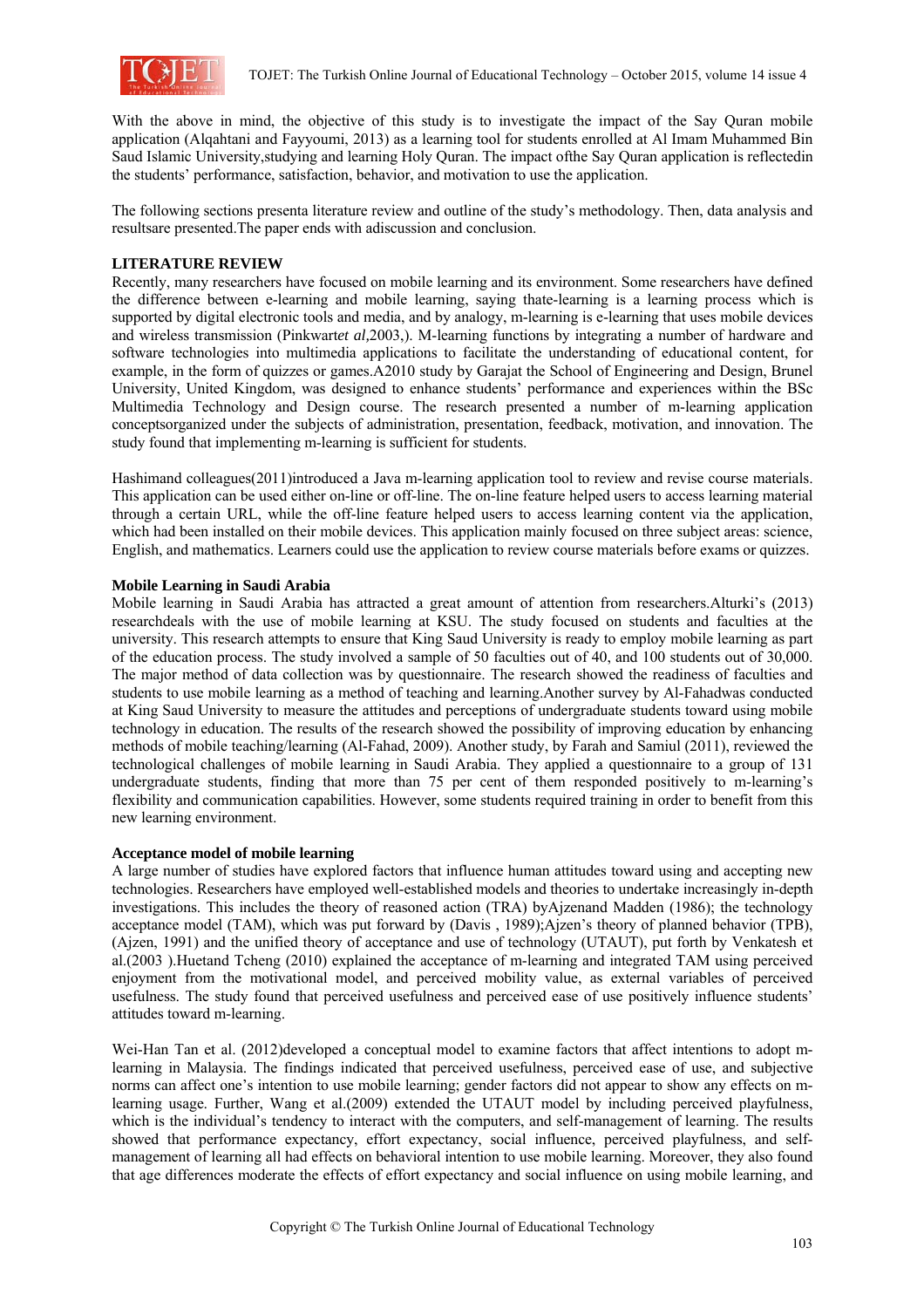With the above in mind, the objective of this study is to investigate the impact of the Say Quran mobile application (Alqahtani and Fayyoumi, 2013) as a learning tool for students enrolled at Al Imam Muhammed Bin Saud Islamic University,studying and learning Holy Quran. The impact ofthe Say Quran application is reflectedin the students' performance, satisfaction, behavior, and motivation to use the application.

The following sections presenta literature review and outline of the study's methodology. Then, data analysis and resultsare presented.The paper ends with adiscussion and conclusion.

## LITERATURE REVIEW

Recently, many researchers have focused on mobile learning and its environment. Some researchers have defined the difference between e-learning and mobile learning, saying thate-learning is a learning process which is supported by digital electronic tools and media, and by analogy, m-learning is e-learning that uses mobile devices and wireless transmission (Pinkwart*et al,*2003,). M-learning functions by integrating a number of hardware and software technologies into multimedia applications to facilitate the understanding of educational content, for example, in the form of quizzes or games.A2010 study by Garajat the School of Engineering and Design, Brunel University, United Kingdom, was designed to enhance students' performance and experiences within the BSc Multimedia Technology and Design course. The research presented a number of m-learning application conceptsorganized under the subjects of administration, presentation, feedback, motivation, and innovation. The study found that implementing m-learning is sufficient for students.

Hashimand colleagues(2011)introduced a Java m-learning application tool to review and revise course materials. This application can be used either on-line or off-line. The on-line feature helped users to access learning material through a certain URL, while the off-line feature helped users to access learning content via the application, which had been installed on their mobile devices. This application mainly focused on three subject areas: science, English, and mathematics. Learners could use the application to review course materials before exams or quizzes.

### Mobile Learning in Saudi Arabia

Mobile learning in Saudi Arabia has attracted a great amount of attention from researchers.Alturki's (2013) researchdeals with the use of mobile learning at KSU. The study focused on students and faculties at the university. This research attempts to ensure that King Saud University is ready to employ mobile learning as part of the education process. The study involved a sample of 50 faculties out of 40, and 100 students out of 30,000. The major method of data collection was by questionnaire. The research showed the readiness of faculties and students to use mobile learning as a method of teaching and learning.Another survey by Al-Fahadwas conducted at King Saud University to measure the attitudes and perceptions of undergraduate students toward using mobile technology in education. The results of the research showed the possibility of improving education by enhancing methods of mobile teaching/learning (Al-Fahad, 2009). Another study, by Farah and Samiul (2011), reviewed the technological challenges of mobile learning in Saudi Arabia. They applied a questionnaire to a group of 131 undergraduate students, finding that more than 75 per cent of them responded positively to m-learning's flexibility and communication capabilities. However, some students required training in order to benefit from this new learning environment.

### Acceptance model of mobile learning

A large number of studies have explored factors that influence human attitudes toward using and accepting new technologies. Researchers have employed well-established models and theories to undertake increasingly in-depth investigations. This includes the theory of reasoned action (TRA) byAjzenand Madden (1986); the technology acceptance model (TAM), which was put forward by (Davis , 1989);Ajzen's theory of planned behavior (TPB), (Ajzen, 1991) and the unified theory of acceptance and use of technology (UTAUT), put forth by Venkatesh et al.(2003 ).Huetand Tcheng (2010) explained the acceptance of m-learning and integrated TAM using perceived enjoyment from the motivational model, and perceived mobility value, as external variables of perceived usefulness. The study found that perceived usefulness and perceived ease of use positively influence students' attitudes toward m-learning.

Wei-Han Tan et al. (2012)developed a conceptual model to examine factors that affect intentions to adopt m-learning in Malaysia. The findings indicated that perceived usefulness, perceived ease of use, and subjective norms can affect one's intention to use mobile learning; gender factors did not appear to show any effects on m-learning usage. Further, Wang et al.(2009) extended the UTAUT model by including perceived playfulness, which is the individual's tendency to interact with the computers, and self-management of learning. The results showed that performance expectancy, effort expectancy, social influence, perceived playfulness, and self-management of learning all had effects on behavioral intention to use mobile learning. Moreover, they also found that age differences moderate the effects of effort expectancy and social influence on using mobile learning, and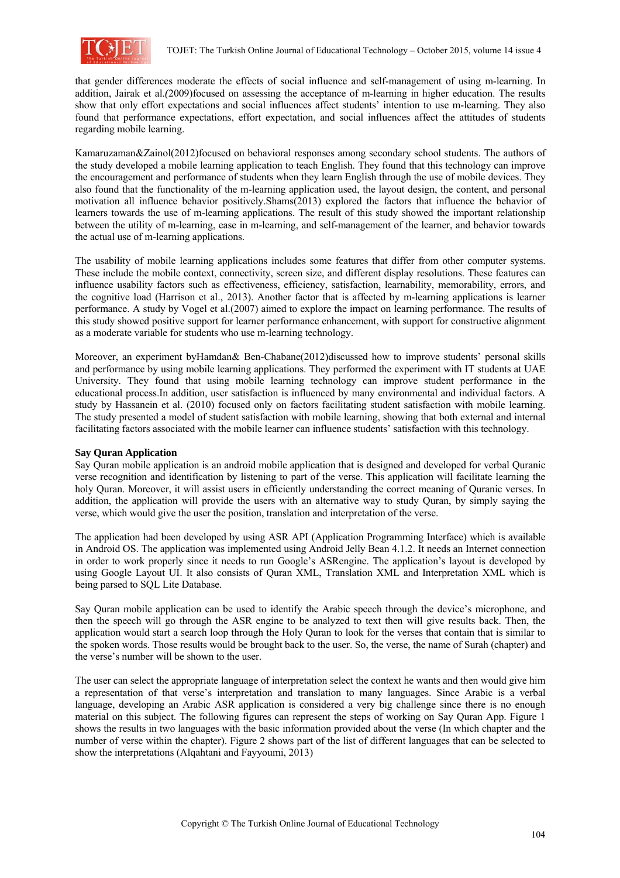that gender differences moderate the effects of social influence and self-management of using m-learning. In addition, Jairak et al.(2009)focused on assessing the acceptance of m-learning in higher education. The results show that only effort expectations and social influences affect students' intention to use m-learning. They also found that performance expectations, effort expectation, and social influences affect the attitudes of students regarding mobile learning.

Kamaruzaman&Zainol(2012)focused on behavioral responses among secondary school students. The authors of the study developed a mobile learning application to teach English. They found that this technology can improve the encouragement and performance of students when they learn English through the use of mobile devices. They also found that the functionality of the m-learning application used, the layout design, the content, and personal motivation all influence behavior positively.Shams(2013) explored the factors that influence the behavior of learners towards the use of m-learning applications. The result of this study showed the important relationship between the utility of m-learning, ease in m-learning, and self-management of the learner, and behavior towards the actual use of m-learning applications.

The usability of mobile learning applications includes some features that differ from other computer systems. These include the mobile context, connectivity, screen size, and different display resolutions. These features can influence usability factors such as effectiveness, efficiency, satisfaction, learnability, memorability, errors, and the cognitive load (Harrison et al., 2013). Another factor that is affected by m-learning applications is learner performance. A study by Vogel et al.(2007) aimed to explore the impact on learning performance. The results of this study showed positive support for learner performance enhancement, with support for constructive alignment as a moderate variable for students who use m-learning technology.

Moreover, an experiment byHamdan& Ben-Chabane(2012)discussed how to improve students' personal skills and performance by using mobile learning applications. They performed the experiment with IT students at UAE University. They found that using mobile learning technology can improve student performance in the educational process.In addition, user satisfaction is influenced by many environmental and individual factors. A study by Hassanein et al. (2010) focused only on factors facilitating student satisfaction with mobile learning. The study presented a model of student satisfaction with mobile learning, showing that both external and internal facilitating factors associated with the mobile learner can influence students' satisfaction with this technology.

**Say Quran Application**

Say Quran mobile application is an android mobile application that is designed and developed for verbal Quranic verse recognition and identification by listening to part of the verse. This application will facilitate learning the holy Quran. Moreover, it will assist users in efficiently understanding the correct meaning of Quranic verses. In addition, the application will provide the users with an alternative way to study Quran, by simply saying the verse, which would give the user the position, translation and interpretation of the verse.

The application had been developed by using ASR API (Application Programming Interface) which is available in Android OS. The application was implemented using Android Jelly Bean 4.1.2. It needs an Internet connection in order to work properly since it needs to run Google's ASRengine. The application's layout is developed by using Google Layout UI. It also consists of Quran XML, Translation XML and Interpretation XML which is being parsed to SQL Lite Database.

Say Quran mobile application can be used to identify the Arabic speech through the device's microphone, and then the speech will go through the ASR engine to be analyzed to text then will give results back. Then, the application would start a search loop through the Holy Quran to look for the verses that contain that is similar to the spoken words. Those results would be brought back to the user. So, the verse, the name of Surah (chapter) and the verse's number will be shown to the user.

The user can select the appropriate language of interpretation select the context he wants and then would give him a representation of that verse's interpretation and translation to many languages. Since Arabic is a verbal language, developing an Arabic ASR application is considered a very big challenge since there is no enough material on this subject. The following figures can represent the steps of working on Say Quran App. Figure 1 shows the results in two languages with the basic information provided about the verse (In which chapter and the number of verse within the chapter). Figure 2 shows part of the list of different languages that can be selected to show the interpretations (Alqahtani and Fayyoumi, 2013)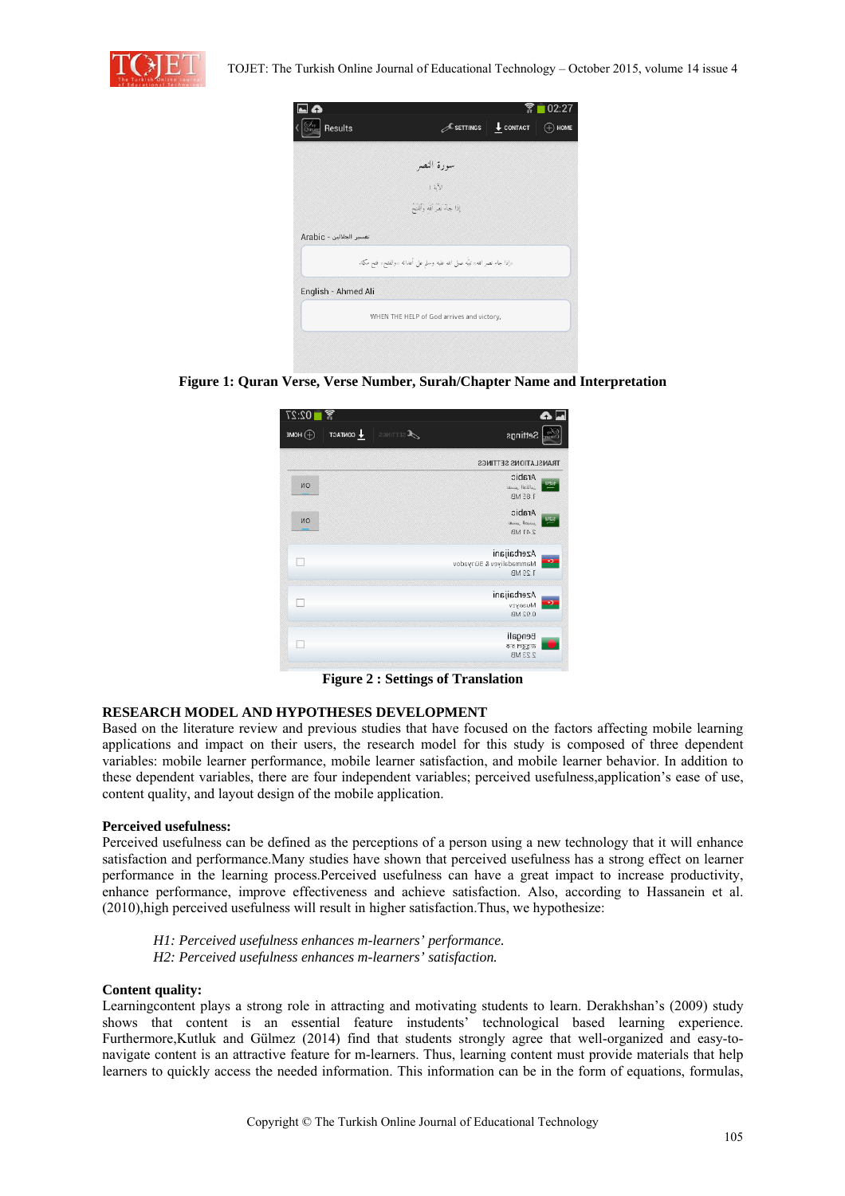Figure 1: Quran Verse, Verse Number, Surah/Chapter Name and Interpretation

Figure 2 : Settings of Translation

## RESEARCH MODEL AND HYPOTHESES DEVELOPMENT

Based on the literature review and previous studies that have focused on the factors affecting mobile learning applications and impact on their users, the research model for this study is composed of three dependent variables: mobile learner performance, mobile learner satisfaction, and mobile learner behavior. In addition to these dependent variables, there are four independent variables; perceived usefulness,application's ease of use, content quality, and layout design of the mobile application.

### Perceived usefulness:

Perceived usefulness can be defined as the perceptions of a person using a new technology that it will enhance satisfaction and performance.Many studies have shown that perceived usefulness has a strong effect on learner performance in the learning process.Perceived usefulness can have a great impact to increase productivity, enhance performance, improve effectiveness and achieve satisfaction. Also, according to Hassanein et al. (2010),high perceived usefulness will result in higher satisfaction.Thus, we hypothesize:

*H1: Perceived usefulness enhances m-learners' performance.*
*H2: Perceived usefulness enhances m-learners' satisfaction.*

### Content quality:

Learningcontent plays a strong role in attracting and motivating students to learn. Derakhshan's (2009) study shows that content is an essential feature instudents' technological based learning experience. Furthermore,Kutluk and Gülmez (2014) find that students strongly agree that well-organized and easy-to-navigate content is an attractive feature for m-learners. Thus, learning content must provide materials that help learners to quickly access the needed information. This information can be in the form of equations, formulas,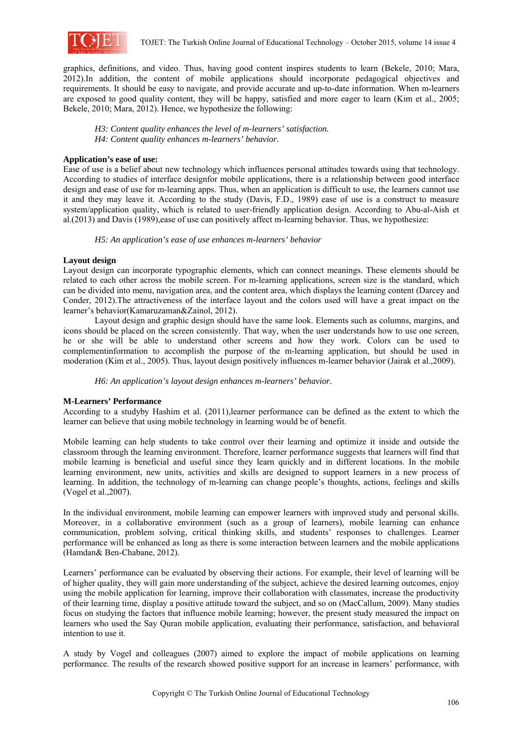graphics, definitions, and video. Thus, having good content inspires students to learn (Bekele, 2010; Mara, 2012).In addition, the content of mobile applications should incorporate pedagogical objectives and requirements. It should be easy to navigate, and provide accurate and up-to-date information. When m-learners are exposed to good quality content, they will be happy, satisfied and more eager to learn (Kim et al., 2005; Bekele, 2010; Mara, 2012). Hence, we hypothesize the following:

*H3: Content quality enhances the level of m-learners' satisfaction.*
*H4: Content quality enhances m-learners' behavior.*

**Application's ease of use:**

Ease of use is a belief about new technology which influences personal attitudes towards using that technology. According to studies of interface designfor mobile applications, there is a relationship between good interface design and ease of use for m-learning apps. Thus, when an application is difficult to use, the learners cannot use it and they may leave it. According to the study (Davis, F.D., 1989) ease of use is a construct to measure system/application quality, which is related to user-friendly application design. According to Abu-al-Aish et al.(2013) and Davis (1989),ease of use can positively affect m-learning behavior. Thus, we hypothesize:

*H5: An application's ease of use enhances m-learners' behavior*

**Layout design**

Layout design can incorporate typographic elements, which can connect meanings. These elements should be related to each other across the mobile screen. For m-learning applications, screen size is the standard, which can be divided into menu, navigation area, and the content area, which displays the learning content (Darcey and Conder, 2012).The attractiveness of the interface layout and the colors used will have a great impact on the learner's behavior(Kamaruzaman&Zainol, 2012).

Layout design and graphic design should have the same look. Elements such as columns, margins, and icons should be placed on the screen consistently. That way, when the user understands how to use one screen, he or she will be able to understand other screens and how they work. Colors can be used to complementinformation to accomplish the purpose of the m-learning application, but should be used in moderation (Kim et al., 2005). Thus, layout design positively influences m-learner behavior (Jairak et al.,2009).

*H6: An application's layout design enhances m-learners' behavior.*

**M-Learners' Performance**

According to a studyby Hashim et al. (2011),learner performance can be defined as the extent to which the learner can believe that using mobile technology in learning would be of benefit.

Mobile learning can help students to take control over their learning and optimize it inside and outside the classroom through the learning environment. Therefore, learner performance suggests that learners will find that mobile learning is beneficial and useful since they learn quickly and in different locations. In the mobile learning environment, new units, activities and skills are designed to support learners in a new process of learning. In addition, the technology of m-learning can change people's thoughts, actions, feelings and skills (Vogel et al.,2007).

In the individual environment, mobile learning can empower learners with improved study and personal skills. Moreover, in a collaborative environment (such as a group of learners), mobile learning can enhance communication, problem solving, critical thinking skills, and students' responses to challenges. Learner performance will be enhanced as long as there is some interaction between learners and the mobile applications (Hamdan& Ben-Chabane, 2012).

Learners' performance can be evaluated by observing their actions. For example, their level of learning will be of higher quality, they will gain more understanding of the subject, achieve the desired learning outcomes, enjoy using the mobile application for learning, improve their collaboration with classmates, increase the productivity of their learning time, display a positive attitude toward the subject, and so on (MacCallum, 2009). Many studies focus on studying the factors that influence mobile learning; however, the present study measured the impact on learners who used the Say Quran mobile application, evaluating their performance, satisfaction, and behavioral intention to use it.

A study by Vogel and colleagues (2007) aimed to explore the impact of mobile applications on learning performance. The results of the research showed positive support for an increase in learners' performance, with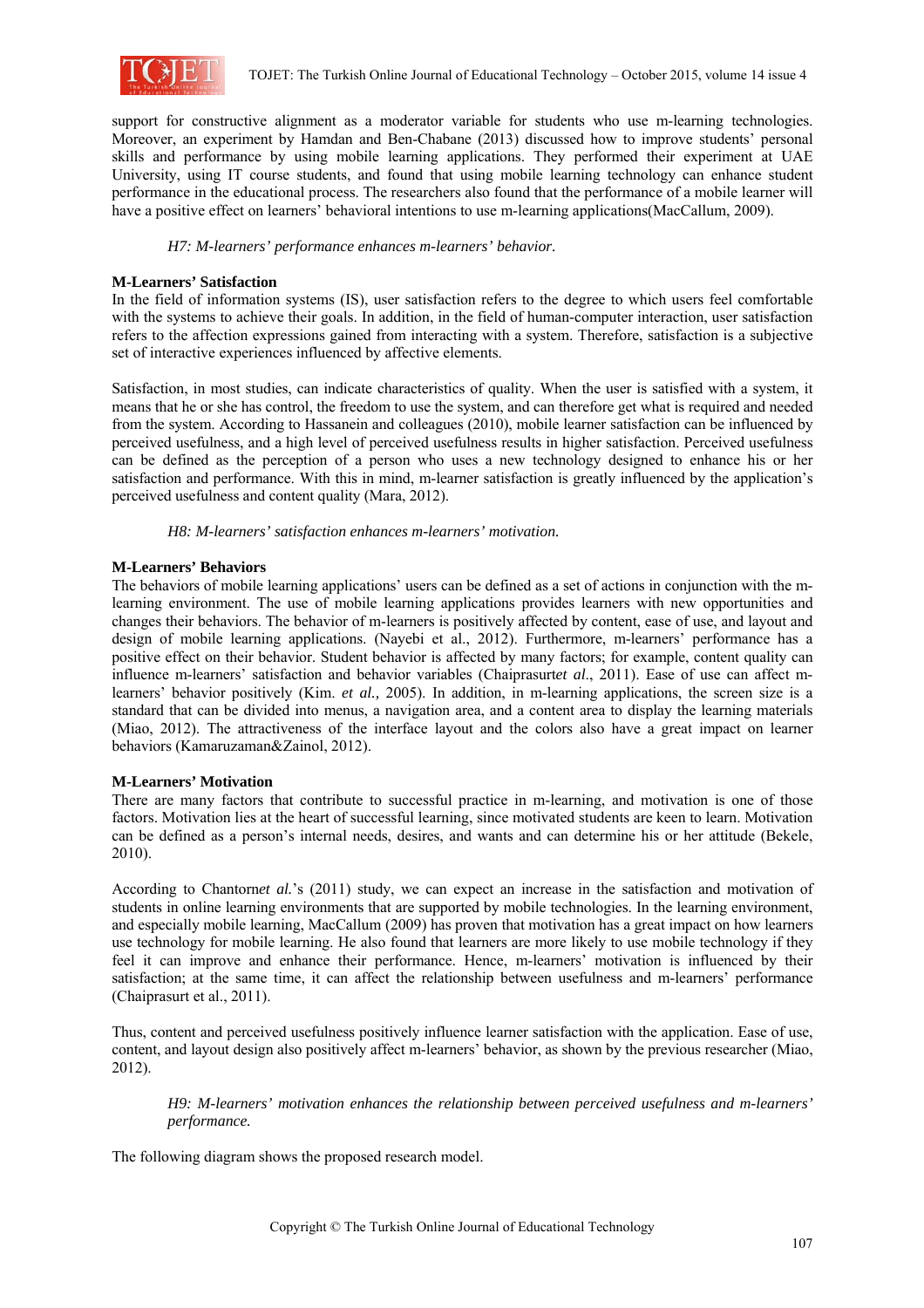support for constructive alignment as a moderator variable for students who use m-learning technologies. Moreover, an experiment by Hamdan and Ben-Chabane (2013) discussed how to improve students' personal skills and performance by using mobile learning applications. They performed their experiment at UAE University, using IT course students, and found that using mobile learning technology can enhance student performance in the educational process. The researchers also found that the performance of a mobile learner will have a positive effect on learners' behavioral intentions to use m-learning applications(MacCallum, 2009).

*H7: M-learners' performance enhances m-learners' behavior.*

**M-Learners' Satisfaction**

In the field of information systems (IS), user satisfaction refers to the degree to which users feel comfortable with the systems to achieve their goals. In addition, in the field of human-computer interaction, user satisfaction refers to the affection expressions gained from interacting with a system. Therefore, satisfaction is a subjective set of interactive experiences influenced by affective elements.

Satisfaction, in most studies, can indicate characteristics of quality. When the user is satisfied with a system, it means that he or she has control, the freedom to use the system, and can therefore get what is required and needed from the system. According to Hassanein and colleagues (2010), mobile learner satisfaction can be influenced by perceived usefulness, and a high level of perceived usefulness results in higher satisfaction. Perceived usefulness can be defined as the perception of a person who uses a new technology designed to enhance his or her satisfaction and performance. With this in mind, m-learner satisfaction is greatly influenced by the application's perceived usefulness and content quality (Mara, 2012).

*H8: M-learners' satisfaction enhances m-learners' motivation.*

**M-Learners' Behaviors**

The behaviors of mobile learning applications' users can be defined as a set of actions in conjunction with the m-learning environment. The use of mobile learning applications provides learners with new opportunities and changes their behaviors. The behavior of m-learners is positively affected by content, ease of use, and layout and design of mobile learning applications. (Nayebi et al., 2012). Furthermore, m-learners' performance has a positive effect on their behavior. Student behavior is affected by many factors; for example, content quality can influence m-learners' satisfaction and behavior variables (Chaiprasurt*et al*., 2011). Ease of use can affect m-learners' behavior positively (Kim. *et al.,* 2005). In addition, in m-learning applications, the screen size is a standard that can be divided into menus, a navigation area, and a content area to display the learning materials (Miao, 2012). The attractiveness of the interface layout and the colors also have a great impact on learner behaviors (Kamaruzaman&Zainol, 2012).

**M-Learners' Motivation**

There are many factors that contribute to successful practice in m-learning, and motivation is one of those factors. Motivation lies at the heart of successful learning, since motivated students are keen to learn. Motivation can be defined as a person's internal needs, desires, and wants and can determine his or her attitude (Bekele, 2010).

According to Chantorn*et al.*'s (2011) study, we can expect an increase in the satisfaction and motivation of students in online learning environments that are supported by mobile technologies. In the learning environment, and especially mobile learning, MacCallum (2009) has proven that motivation has a great impact on how learners use technology for mobile learning. He also found that learners are more likely to use mobile technology if they feel it can improve and enhance their performance. Hence, m-learners' motivation is influenced by their satisfaction; at the same time, it can affect the relationship between usefulness and m-learners' performance (Chaiprasurt et al., 2011).

Thus, content and perceived usefulness positively influence learner satisfaction with the application. Ease of use, content, and layout design also positively affect m-learners' behavior, as shown by the previous researcher (Miao, 2012).

*H9: M-learners' motivation enhances the relationship between perceived usefulness and m-learners' performance.*

The following diagram shows the proposed research model.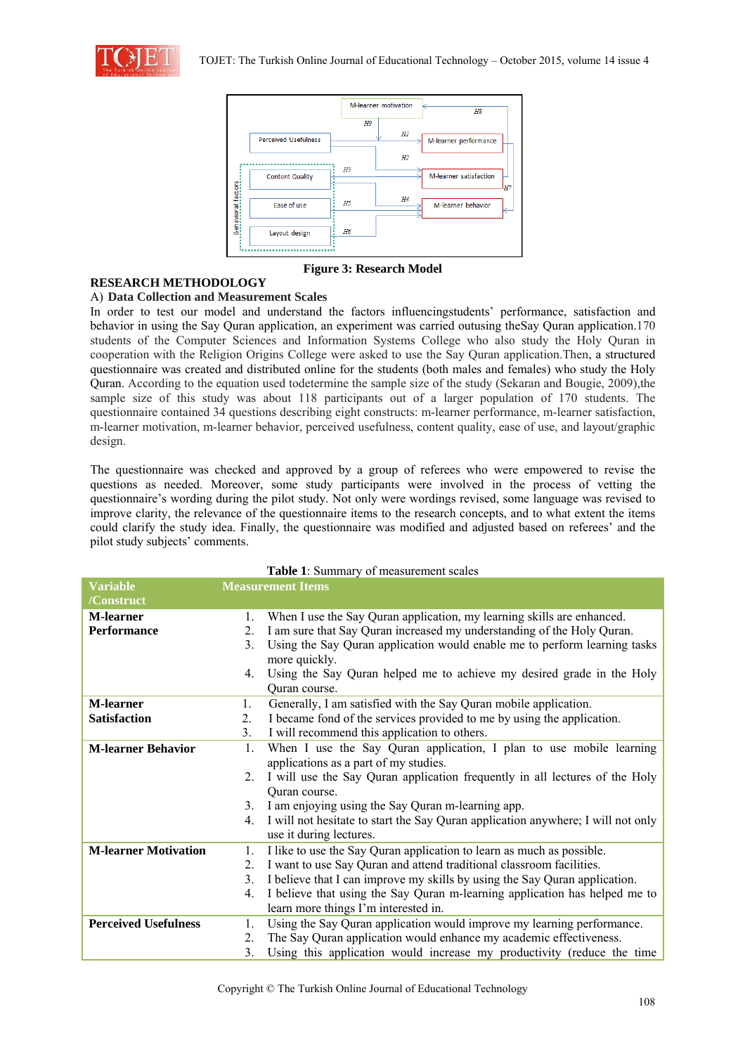**Figure 3: Research Model**

## RESEARCH METHODOLOGY

### A) Data Collection and Measurement Scales

In order to test our model and understand the factors influencingstudents' performance, satisfaction and behavior in using the Say Quran application, an experiment was carried outusing theSay Quran application.170 students of the Computer Sciences and Information Systems College who also study the Holy Quran in cooperation with the Religion Origins College were asked to use the Say Quran application.Then, a structured questionnaire was created and distributed online for the students (both males and females) who study the Holy Quran. According to the equation used todetermine the sample size of the study (Sekaran and Bougie, 2009),the sample size of this study was about 118 participants out of a larger population of 170 students. The questionnaire contained 34 questions describing eight constructs: m-learner performance, m-learner satisfaction, m-learner motivation, m-learner behavior, perceived usefulness, content quality, ease of use, and layout/graphic design.

The questionnaire was checked and approved by a group of referees who were empowered to revise the questions as needed. Moreover, some study participants were involved in the process of vetting the questionnaire's wording during the pilot study. Not only were wordings revised, some language was revised to improve clarity, the relevance of the questionnaire items to the research concepts, and to what extent the items could clarify the study idea. Finally, the questionnaire was modified and adjusted based on referees' and the pilot study subjects' comments.

**Table 1**: Summary of measurement scales

| Variable /Construct | Measurement Items |
|---|---|
| **M-learner Performance** | 1. When I use the Say Quran application, my learning skills are enhanced.<br>2. I am sure that Say Quran increased my understanding of the Holy Quran.<br>3. Using the Say Quran application would enable me to perform learning tasks more quickly.<br>4. Using the Say Quran helped me to achieve my desired grade in the Holy Quran course. |
| **M-learner Satisfaction** | 1. Generally, I am satisfied with the Say Quran mobile application.<br>2. I became fond of the services provided to me by using the application.<br>3. I will recommend this application to others. |
| **M-learner Behavior** | 1. When I use the Say Quran application, I plan to use mobile learning applications as a part of my studies.<br>2. I will use the Say Quran application frequently in all lectures of the Holy Quran course.<br>3. I am enjoying using the Say Quran m-learning app.<br>4. I will not hesitate to start the Say Quran application anywhere; I will not only use it during lectures. |
| **M-learner Motivation** | 1. I like to use the Say Quran application to learn as much as possible.<br>2. I want to use Say Quran and attend traditional classroom facilities.<br>3. I believe that I can improve my skills by using the Say Quran application.<br>4. I believe that using the Say Quran m-learning application has helped me to learn more things I'm interested in. |
| **Perceived Usefulness** | 1. Using the Say Quran application would improve my learning performance.<br>2. The Say Quran application would enhance my academic effectiveness.<br>3. Using this application would increase my productivity (reduce the time |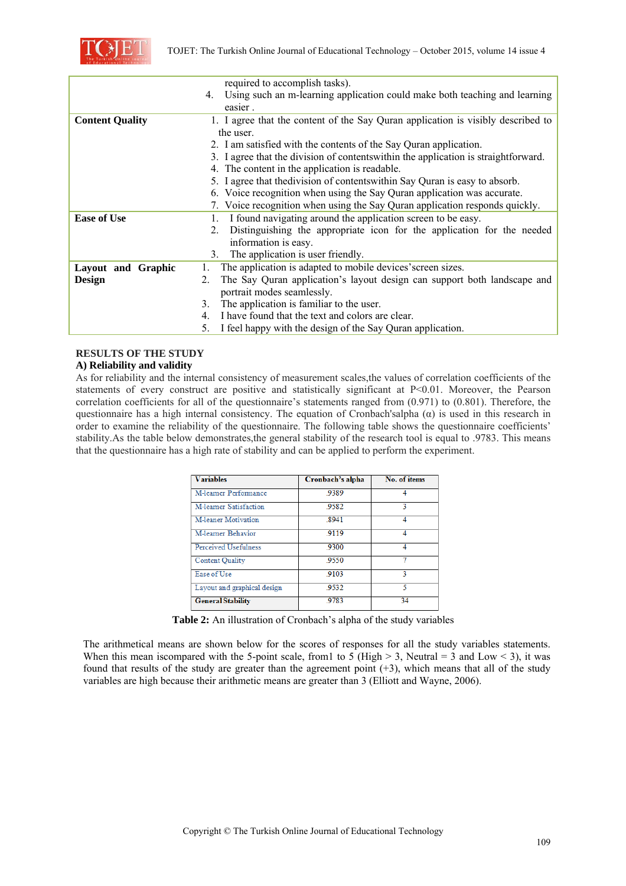| | |
|---|---|
| | required to accomplish tasks).<br>4. Using such an m-learning application could make both teaching and learning easier . |
| **Content Quality** | 1. I agree that the content of the Say Quran application is visibly described to the user.<br>2. I am satisfied with the contents of the Say Quran application.<br>3. I agree that the division of contentswithin the application is straightforward.<br>4. The content in the application is readable.<br>5. I agree that thedivision of contentswithin Say Quran is easy to absorb.<br>6. Voice recognition when using the Say Quran application was accurate.<br>7. Voice recognition when using the Say Quran application responds quickly. |
| **Ease of Use** | 1. I found navigating around the application screen to be easy.<br>2. Distinguishing the appropriate icon for the application for the needed information is easy.<br>3. The application is user friendly. |
| **Layout and Graphic Design** | 1. The application is adapted to mobile devices'screen sizes.<br>2. The Say Quran application's layout design can support both landscape and portrait modes seamlessly.<br>3. The application is familiar to the user.<br>4. I have found that the text and colors are clear.<br>5. I feel happy with the design of the Say Quran application. |

## RESULTS OF THE STUDY

### A) Reliability and validity

As for reliability and the internal consistency of measurement scales,the values of correlation coefficients of the statements of every construct are positive and statistically significant at P<0.01. Moreover, the Pearson correlation coefficients for all of the questionnaire's statements ranged from (0.971) to (0.801). Therefore, the questionnaire has a high internal consistency. The equation of Cronbach'salpha (α) is used in this research in order to examine the reliability of the questionnaire. The following table shows the questionnaire coefficients' stability.As the table below demonstrates,the general stability of the research tool is equal to .9783. This means that the questionnaire has a high rate of stability and can be applied to perform the experiment.

| Variables | Cronbach's alpha | No. of items |
|---|---|---|
| M-learner Performance | .9389 | 4 |
| M-learner Satisfaction | .9582 | 3 |
| M-leaner Motivation | .8941 | 4 |
| M-learner Behavior | .9119 | 4 |
| Perceived Usefulness | .9300 | 4 |
| Content Quality | .9550 | 7 |
| Ease of Use | .9103 | 3 |
| Layout and graphical design | .9532 | 5 |
| **General Stability** | .9783 | 34 |

**Table 2:** An illustration of Cronbach's alpha of the study variables

The arithmetical means are shown below for the scores of responses for all the study variables statements. When this mean iscompared with the 5-point scale, from1 to 5 (High > 3, Neutral = 3 and Low < 3), it was found that results of the study are greater than the agreement point (+3), which means that all of the study variables are high because their arithmetic means are greater than 3 (Elliott and Wayne, 2006).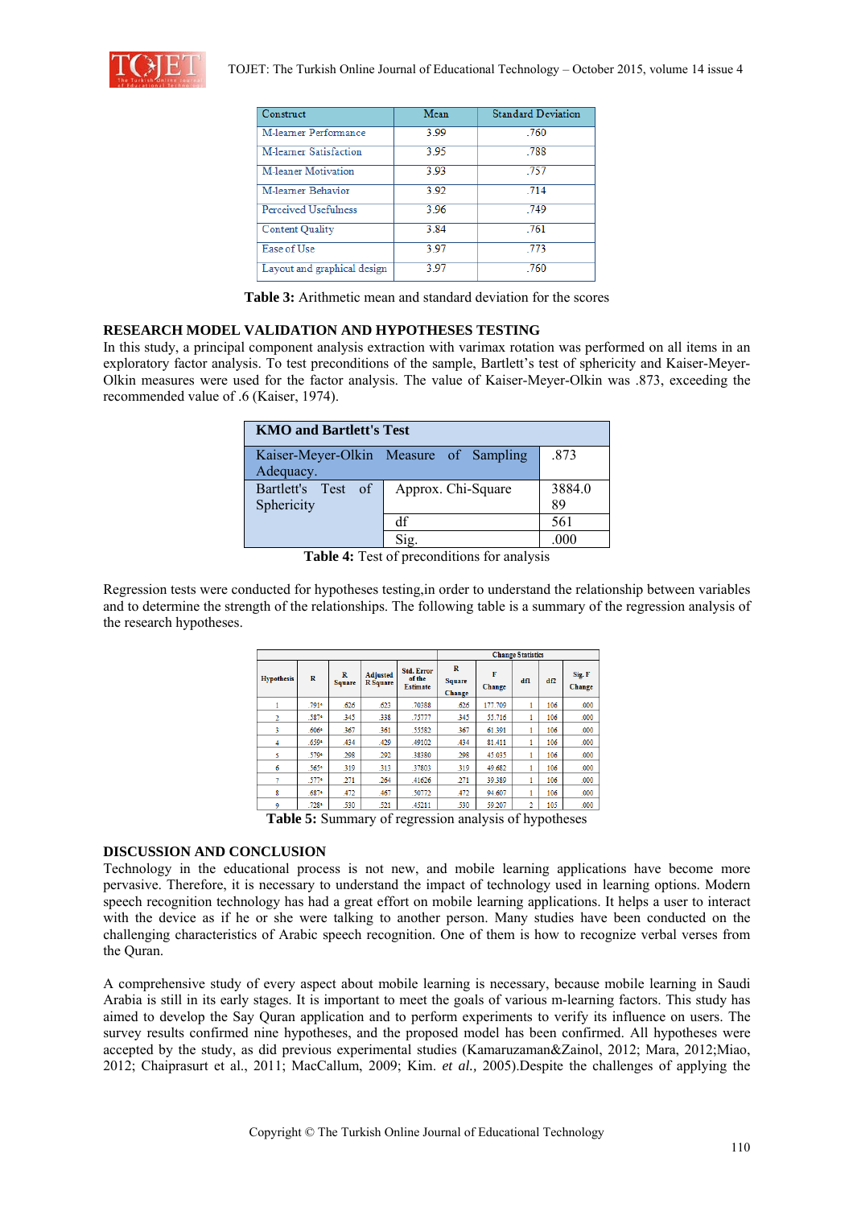| Construct | Mean | Standard Deviation |
|---|---|---|
| M-learner Performance | 3.99 | .760 |
| M-learner Satisfaction | 3.95 | .788 |
| M-leaner Motivation | 3.93 | .757 |
| M-learner Behavior | 3.92 | .714 |
| Perceived Usefulness | 3.96 | .749 |
| Content Quality | 3.84 | .761 |
| Ease of Use | 3.97 | .773 |
| Layout and graphical design | 3.97 | .760 |

**Table 3:** Arithmetic mean and standard deviation for the scores

## RESEARCH MODEL VALIDATION AND HYPOTHESES TESTING

In this study, a principal component analysis extraction with varimax rotation was performed on all items in an exploratory factor analysis. To test preconditions of the sample, Bartlett's test of sphericity and Kaiser-Meyer-Olkin measures were used for the factor analysis. The value of Kaiser-Meyer-Olkin was .873, exceeding the recommended value of .6 (Kaiser, 1974).

| KMO and Bartlett's Test | | |
|---|---|---|
| Kaiser-Meyer-Olkin Measure of Sampling Adequacy. | | .873 |
| Bartlett's Test of Sphericity | Approx. Chi-Square | 3884.089 |
| | df | 561 |
| | Sig. | .000 |

**Table 4:** Test of preconditions for analysis

Regression tests were conducted for hypotheses testing,in order to understand the relationship between variables and to determine the strength of the relationships. The following table is a summary of the regression analysis of the research hypotheses.

| Hypothesis | R | R Square | Adjusted R Square | Std. Error of the Estimate | Change Statistics | | | | |
|---|---|---|---|---|---|---|---|---|---|
| | | | | | R Square Change | F Change | df1 | df2 | Sig. F Change |
| 1 | .791ª | .626 | .623 | .70388 | .626 | 177.709 | 1 | 106 | .000 |
| 2 | .587ª | .345 | .338 | .75777 | .345 | 55.716 | 1 | 106 | .000 |
| 3 | .606ª | .367 | .361 | .55582 | .367 | 61.391 | 1 | 106 | .000 |
| 4 | .659ª | .434 | .429 | .49102 | .434 | 81.411 | 1 | 106 | .000 |
| 5 | .570ª | .298 | .292 | .38380 | .298 | 45.035 | 1 | 106 | .000 |
| 6 | .565ª | .319 | .313 | .37803 | .319 | 49.682 | 1 | 106 | .000 |
| 7 | .577ª | .271 | .264 | .41626 | .271 | 39.389 | 1 | 106 | .000 |
| 8 | .687ª | .472 | .467 | .50772 | .472 | 94.607 | 1 | 106 | .000 |
| 9 | .728ª | .530 | .521 | .45211 | .530 | 59.207 | 2 | 105 | .000 |

**Table 5:** Summary of regression analysis of hypotheses

## DISCUSSION AND CONCLUSION

Technology in the educational process is not new, and mobile learning applications have become more pervasive. Therefore, it is necessary to understand the impact of technology used in learning options. Modern speech recognition technology has had a great effort on mobile learning applications. It helps a user to interact with the device as if he or she were talking to another person. Many studies have been conducted on the challenging characteristics of Arabic speech recognition. One of them is how to recognize verbal verses from the Quran.

A comprehensive study of every aspect about mobile learning is necessary, because mobile learning in Saudi Arabia is still in its early stages. It is important to meet the goals of various m-learning factors. This study has aimed to develop the Say Quran application and to perform experiments to verify its influence on users. The survey results confirmed nine hypotheses, and the proposed model has been confirmed. All hypotheses were accepted by the study, as did previous experimental studies (Kamaruzaman&Zainol, 2012; Mara, 2012;Miao, 2012; Chaiprasurt et al., 2011; MacCallum, 2009; Kim. *et al.,* 2005).Despite the challenges of applying the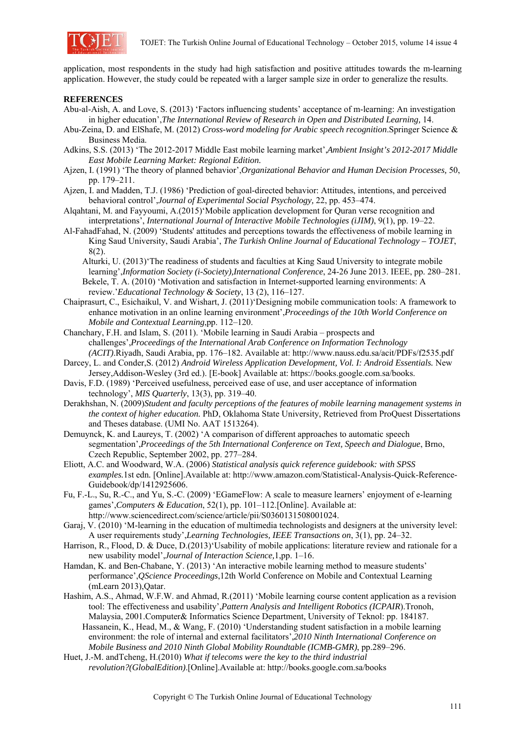application, most respondents in the study had high satisfaction and positive attitudes towards the m-learning application. However, the study could be repeated with a larger sample size in order to generalize the results.

## REFERENCES

Abu-al-Aish, A. and Love, S. (2013) 'Factors influencing students' acceptance of m-learning: An investigation in higher education',*The International Review of Research in Open and Distributed Learning,* 14.

Abu-Zeina, D. and ElShafe, M. (2012) *Cross-word modeling for Arabic speech recognition*.Springer Science & Business Media.

Adkins, S.S. (2013) 'The 2012-2017 Middle East mobile learning market',*Ambient Insight's 2012-2017 Middle East Mobile Learning Market: Regional Edition.*

Ajzen, I. (1991) 'The theory of planned behavior',*Organizational Behavior and Human Decision Processes,* 50, pp. 179–211.

Ajzen, I. and Madden, T.J. (1986) 'Prediction of goal-directed behavior: Attitudes, intentions, and perceived behavioral control',*Journal of Experimental Social Psychology,* 22, pp. 453–474.

Alqahtani, M. and Fayyoumi, A.(2015)'Mobile application development for Quran verse recognition and interpretations', *International Journal of Interactive Mobile Technologies (iJIM)*, 9(1), pp. 19–22.

Al-FahadFahad, N. (2009) 'Students' attitudes and perceptions towards the effectiveness of mobile learning in King Saud University, Saudi Arabia', *The Turkish Online Journal of Educational Technology – TOJET*, 8(2).

Alturki, U. (2013)'The readiness of students and faculties at King Saud University to integrate mobile learning',*Information Society (i-Society),International Conference*, 24-26 June 2013. IEEE, pp. 280–281.

Bekele, T. A. (2010) 'Motivation and satisfaction in Internet-supported learning environments: A review.'*Educational Technology & Society*, 13 (2), 116–127.

Chaiprasurt, C., Esichaikul, V. and Wishart, J. (2011)'Designing mobile communication tools: A framework to enhance motivation in an online learning environment',*Proceedings of the 10th World Conference on Mobile and Contextual Learning*,pp. 112–120.

Chanchary, F.H. and Islam, S. (2011). 'Mobile learning in Saudi Arabia – prospects and challenges',*Proceedings of the International Arab Conference on Information Technology (ACIT).*Riyadh, Saudi Arabia, pp. 176–182. Available at: http://www.nauss.edu.sa/acit/PDFs/f2535.pdf

Darcey, L. and Conder,S. (2012) *Android Wireless Application Development, Vol. I: Android Essentials.* New Jersey,Addison-Wesley (3rd ed.). [E-book] Available at: https://books.google.com.sa/books.

Davis, F.D. (1989) 'Perceived usefulness, perceived ease of use, and user acceptance of information technology', *MIS Quarterly*, 13(3), pp. 319–40.

Derakhshan, N. (2009)*Student and faculty perceptions of the features of mobile learning management systems in the context of higher education.* PhD, Oklahoma State University, Retrieved from ProQuest Dissertations and Theses database. (UMI No. AAT 1513264).

Demuynck, K. and Laureys, T. (2002) 'A comparison of different approaches to automatic speech segmentation',*Proceedings of the 5th International Conference on Text, Speech and Dialogue*, Brno, Czech Republic, September 2002, pp. 277–284.

Eliott, A.C. and Woodward, W.A. (2006) *Statistical analysis quick reference guidebook: with SPSS examples.*1st edn. [Online].Available at: http://www.amazon.com/Statistical-Analysis-Quick-Reference-Guidebook/dp/1412925606.

Fu, F.-L., Su, R.-C., and Yu, S.-C. (2009) 'EGameFlow: A scale to measure learners' enjoyment of e-learning games',*Computers & Education*, 52(1), pp. 101–112.[Online]. Available at: http://www.sciencedirect.com/science/article/pii/S0360131508001024.

Garaj, V. (2010) 'M-learning in the education of multimedia technologists and designers at the university level: A user requirements study',*Learning Technologies, IEEE Transactions on*, 3(1), pp. 24–32.

Harrison, R., Flood, D. & Duce, D.(2013)'Usability of mobile applications: literature review and rationale for a new usability model',*Journal of Interaction Science,*1,pp. 1–16.

Hamdan, K. and Ben-Chabane, Y. (2013) 'An interactive mobile learning method to measure students' performance',*QScience Proceedings*,12th World Conference on Mobile and Contextual Learning (mLearn 2013),Qatar.

Hashim, A.S., Ahmad, W.F.W. and Ahmad, R.(2011) 'Mobile learning course content application as a revision tool: The effectiveness and usability',*Pattern Analysis and Intelligent Robotics (ICPAIR*).Tronoh, Malaysia, 2001.Computer& Informatics Science Department, University of Teknol: pp. 184187.

Hassanein, K., Head, M., & Wang, F. (2010) 'Understanding student satisfaction in a mobile learning environment: the role of internal and external facilitators',*2010 Ninth International Conference on Mobile Business and 2010 Ninth Global Mobility Roundtable (ICMB-GMR)*, pp.289–296.

Huet, J.-M. andTcheng, H.(2010) *What if telecoms were the key to the third industrial revolution?(GlobalEdition)*.[Online].Available at: http://books.google.com.sa/books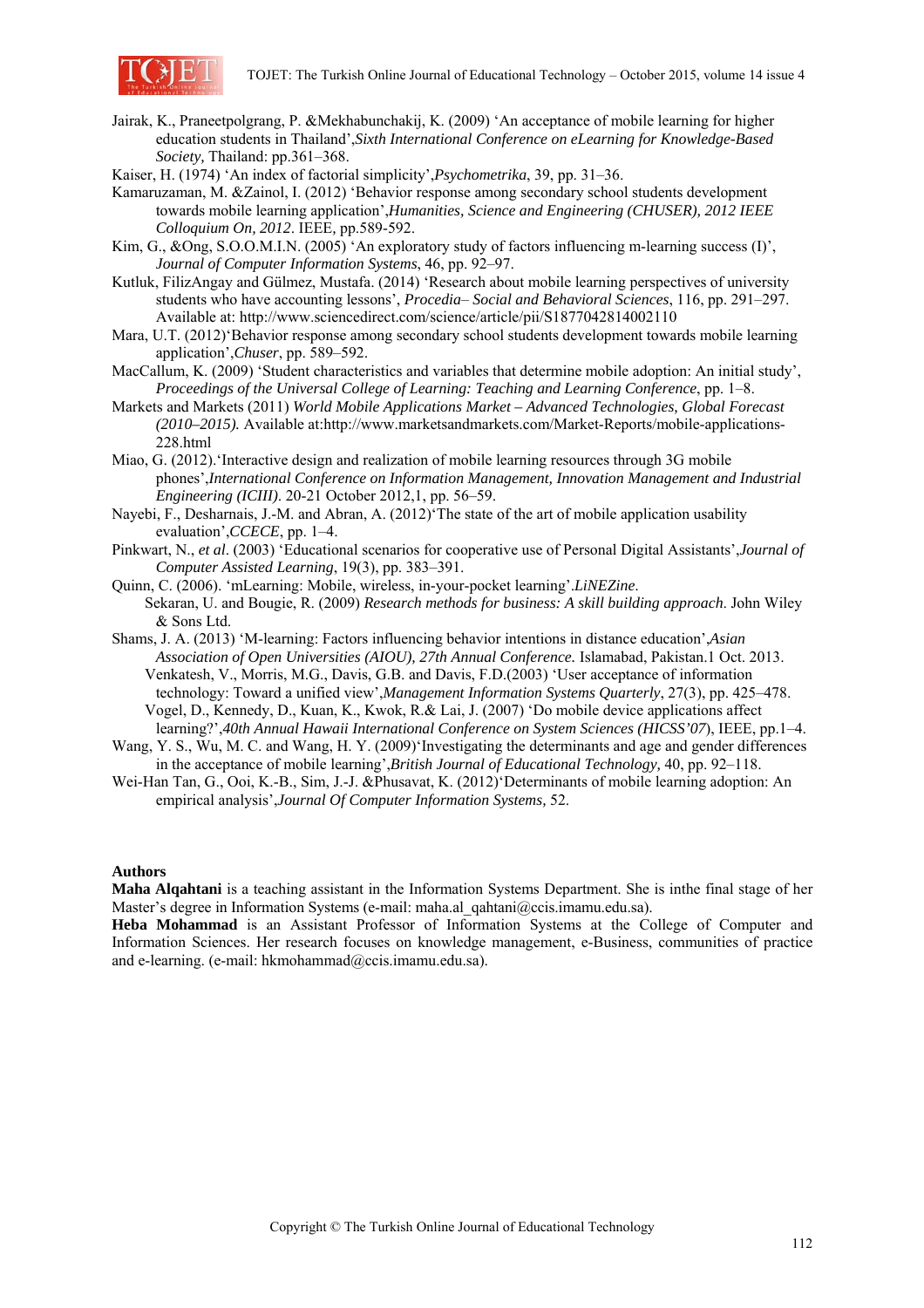Jairak, K., Praneetpolgrang, P. &Mekhabunchakij, K. (2009) 'An acceptance of mobile learning for higher education students in Thailand',*Sixth International Conference on eLearning for Knowledge-Based Society,* Thailand: pp.361–368.

Kaiser, H. (1974) 'An index of factorial simplicity',*Psychometrika*, 39, pp. 31–36.

Kamaruzaman, M. &Zainol, I. (2012) 'Behavior response among secondary school students development towards mobile learning application',*Humanities, Science and Engineering (CHUSER), 2012 IEEE Colloquium On, 2012*. IEEE, pp.589-592.

Kim, G., &Ong, S.O.O.M.I.N. (2005) 'An exploratory study of factors influencing m-learning success (I)', *Journal of Computer Information Systems*, 46, pp. 92–97.

Kutluk, FilizAngay and Gülmez, Mustafa. (2014) 'Research about mobile learning perspectives of university students who have accounting lessons', *Procedia– Social and Behavioral Sciences*, 116, pp. 291–297. Available at: http://www.sciencedirect.com/science/article/pii/S1877042814002110

Mara, U.T. (2012)'Behavior response among secondary school students development towards mobile learning application',*Chuser*, pp. 589–592.

MacCallum, K. (2009) 'Student characteristics and variables that determine mobile adoption: An initial study', *Proceedings of the Universal College of Learning: Teaching and Learning Conference*, pp. 1–8.

Markets and Markets (2011) *World Mobile Applications Market – Advanced Technologies, Global Forecast (2010–2015).* Available at:http://www.marketsandmarkets.com/Market-Reports/mobile-applications-228.html

Miao, G. (2012).'Interactive design and realization of mobile learning resources through 3G mobile phones',*International Conference on Information Management, Innovation Management and Industrial Engineering (ICIII)*. 20-21 October 2012,1, pp. 56–59.

Nayebi, F., Desharnais, J.-M. and Abran, A. (2012)'The state of the art of mobile application usability evaluation',*CCECE*, pp. 1–4.

Pinkwart, N., *et al*. (2003) 'Educational scenarios for cooperative use of Personal Digital Assistants',*Journal of Computer Assisted Learning*, 19(3), pp. 383–391.

Quinn, C. (2006). 'mLearning: Mobile, wireless, in-your-pocket learning'.*LiNEZine*.

Sekaran, U. and Bougie, R. (2009) *Research methods for business: A skill building approach*. John Wiley & Sons Ltd.

Shams, J. A. (2013) 'M-learning: Factors influencing behavior intentions in distance education',*Asian Association of Open Universities (AIOU), 27th Annual Conference*. Islamabad, Pakistan.1 Oct. 2013.

Venkatesh, V., Morris, M.G., Davis, G.B. and Davis, F.D.(2003) 'User acceptance of information technology: Toward a unified view',*Management Information Systems Quarterly*, 27(3), pp. 425–478.

Vogel, D., Kennedy, D., Kuan, K., Kwok, R.& Lai, J. (2007) 'Do mobile device applications affect learning?',*40th Annual Hawaii International Conference on System Sciences (HICSS'07*), IEEE, pp.1–4.

Wang, Y. S., Wu, M. C. and Wang, H. Y. (2009)'Investigating the determinants and age and gender differences in the acceptance of mobile learning',*British Journal of Educational Technology,* 40, pp. 92–118.

Wei-Han Tan, G., Ooi, K.-B., Sim, J.-J. &Phusavat, K. (2012)'Determinants of mobile learning adoption: An empirical analysis',*Journal Of Computer Information Systems*, 52.

**Authors**

**Maha Alqahtani** is a teaching assistant in the Information Systems Department. She is inthe final stage of her Master's degree in Information Systems (e-mail: maha.al_qahtani@ccis.imamu.edu.sa).

**Heba Mohammad** is an Assistant Professor of Information Systems at the College of Computer and Information Sciences. Her research focuses on knowledge management, e-Business, communities of practice and e-learning. (e-mail: hkmohammad@ccis.imamu.edu.sa).